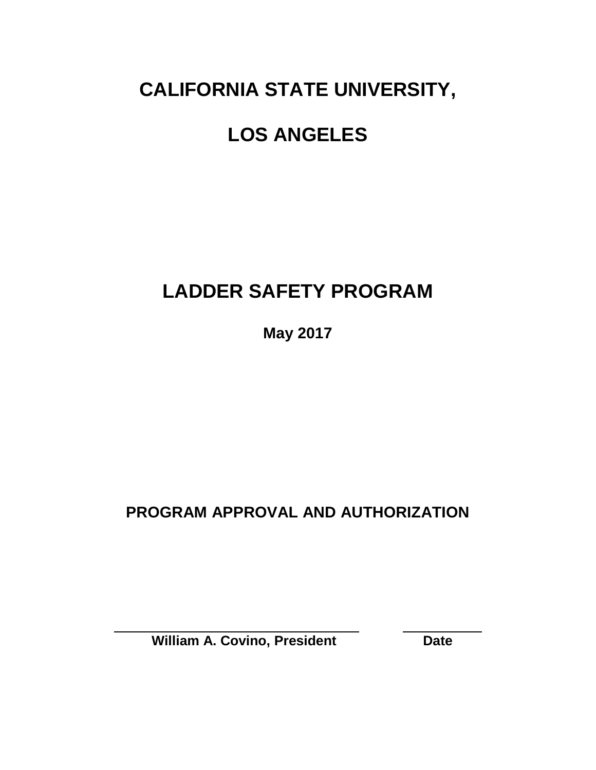# CALIFORNIA STATE UNIVERSITY,

# LOS ANGELES

## LADDER SAFETY PROGRAM

**May 2017**

## PROGRAM APPROVAL AND AUTHORIZATION

_______________________________ ____________

**William A. Covino, President** **Date**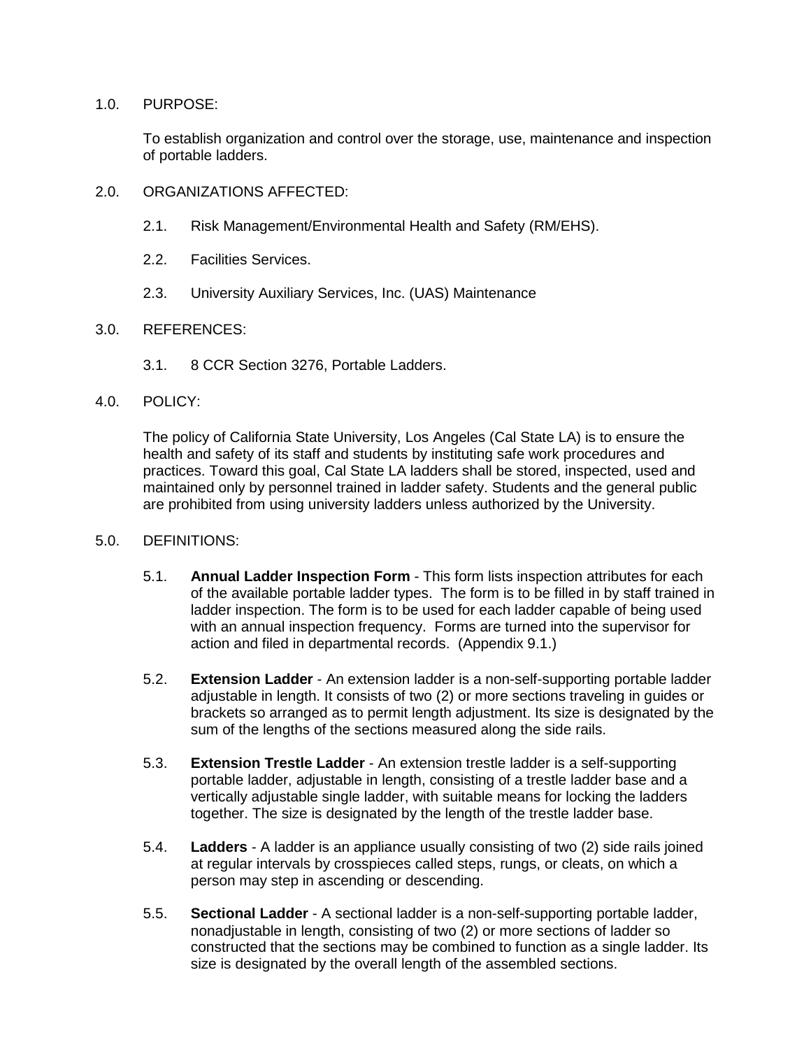1.0. PURPOSE:

To establish organization and control over the storage, use, maintenance and inspection of portable ladders.

2.0. ORGANIZATIONS AFFECTED:

2.1. Risk Management/Environmental Health and Safety (RM/EHS).

2.2. Facilities Services.

2.3. University Auxiliary Services, Inc. (UAS) Maintenance

3.0. REFERENCES:

3.1. 8 CCR Section 3276, Portable Ladders.

4.0. POLICY:

The policy of California State University, Los Angeles (Cal State LA) is to ensure the health and safety of its staff and students by instituting safe work procedures and practices. Toward this goal, Cal State LA ladders shall be stored, inspected, used and maintained only by personnel trained in ladder safety. Students and the general public are prohibited from using university ladders unless authorized by the University.

5.0. DEFINITIONS:

5.1. **Annual Ladder Inspection Form** - This form lists inspection attributes for each of the available portable ladder types. The form is to be filled in by staff trained in ladder inspection. The form is to be used for each ladder capable of being used with an annual inspection frequency. Forms are turned into the supervisor for action and filed in departmental records. (Appendix 9.1.)

5.2. **Extension Ladder** - An extension ladder is a non-self-supporting portable ladder adjustable in length. It consists of two (2) or more sections traveling in guides or brackets so arranged as to permit length adjustment. Its size is designated by the sum of the lengths of the sections measured along the side rails.

5.3. **Extension Trestle Ladder** - An extension trestle ladder is a self-supporting portable ladder, adjustable in length, consisting of a trestle ladder base and a vertically adjustable single ladder, with suitable means for locking the ladders together. The size is designated by the length of the trestle ladder base.

5.4. **Ladders** - A ladder is an appliance usually consisting of two (2) side rails joined at regular intervals by crosspieces called steps, rungs, or cleats, on which a person may step in ascending or descending.

5.5. **Sectional Ladder** - A sectional ladder is a non-self-supporting portable ladder, nonadjustable in length, consisting of two (2) or more sections of ladder so constructed that the sections may be combined to function as a single ladder. Its size is designated by the overall length of the assembled sections.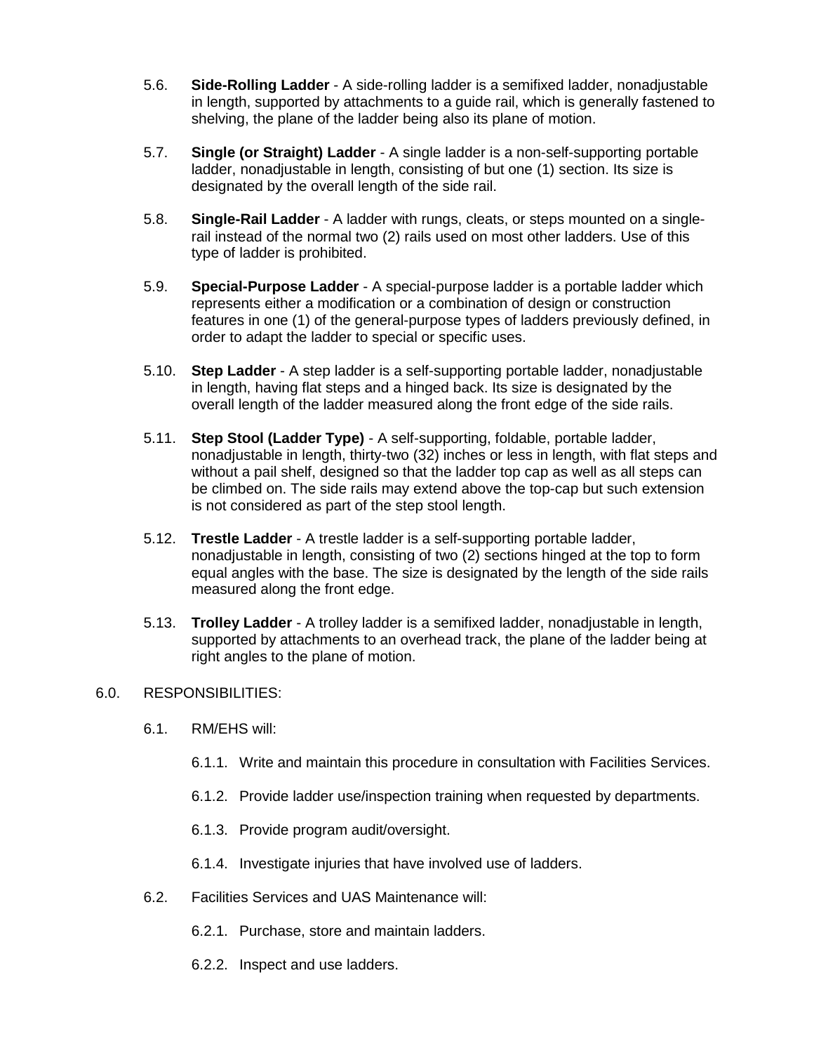5.6. **Side-Rolling Ladder** - A side-rolling ladder is a semifixed ladder, nonadjustable in length, supported by attachments to a guide rail, which is generally fastened to shelving, the plane of the ladder being also its plane of motion.

5.7. **Single (or Straight) Ladder** - A single ladder is a non-self-supporting portable ladder, nonadjustable in length, consisting of but one (1) section. Its size is designated by the overall length of the side rail.

5.8. **Single-Rail Ladder** - A ladder with rungs, cleats, or steps mounted on a single-rail instead of the normal two (2) rails used on most other ladders. Use of this type of ladder is prohibited.

5.9. **Special-Purpose Ladder** - A special-purpose ladder is a portable ladder which represents either a modification or a combination of design or construction features in one (1) of the general-purpose types of ladders previously defined, in order to adapt the ladder to special or specific uses.

5.10. **Step Ladder** - A step ladder is a self-supporting portable ladder, nonadjustable in length, having flat steps and a hinged back. Its size is designated by the overall length of the ladder measured along the front edge of the side rails.

5.11. **Step Stool (Ladder Type)** - A self-supporting, foldable, portable ladder, nonadjustable in length, thirty-two (32) inches or less in length, with flat steps and without a pail shelf, designed so that the ladder top cap as well as all steps can be climbed on. The side rails may extend above the top-cap but such extension is not considered as part of the step stool length.

5.12. **Trestle Ladder** - A trestle ladder is a self-supporting portable ladder, nonadjustable in length, consisting of two (2) sections hinged at the top to form equal angles with the base. The size is designated by the length of the side rails measured along the front edge.

5.13. **Trolley Ladder** - A trolley ladder is a semifixed ladder, nonadjustable in length, supported by attachments to an overhead track, the plane of the ladder being at right angles to the plane of motion.

6.0. RESPONSIBILITIES:

6.1. RM/EHS will:

6.1.1. Write and maintain this procedure in consultation with Facilities Services.

6.1.2. Provide ladder use/inspection training when requested by departments.

6.1.3. Provide program audit/oversight.

6.1.4. Investigate injuries that have involved use of ladders.

6.2. Facilities Services and UAS Maintenance will:

6.2.1. Purchase, store and maintain ladders.

6.2.2. Inspect and use ladders.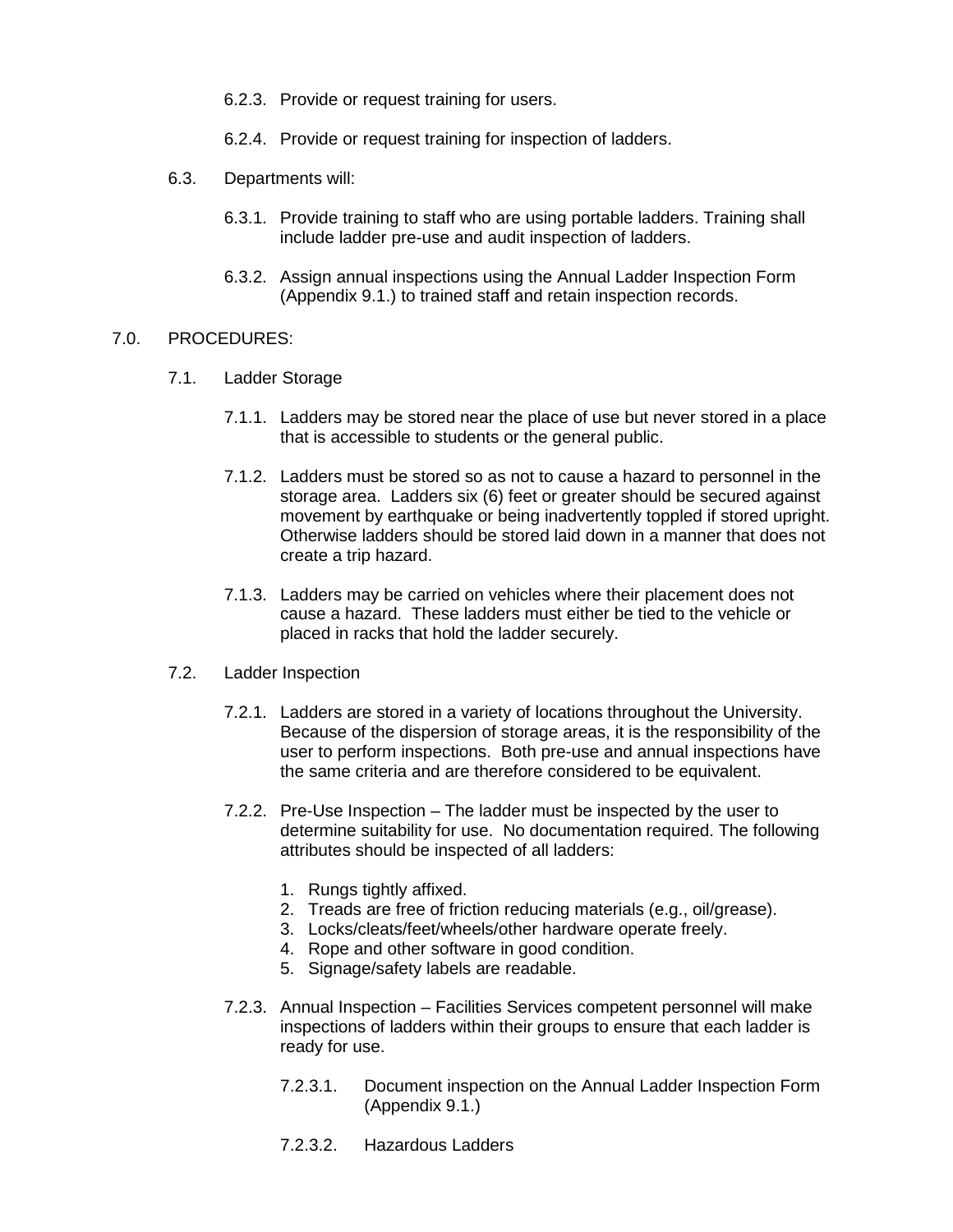6.2.3. Provide or request training for users.

6.2.4. Provide or request training for inspection of ladders.

6.3. Departments will:

6.3.1. Provide training to staff who are using portable ladders. Training shall include ladder pre-use and audit inspection of ladders.

6.3.2. Assign annual inspections using the Annual Ladder Inspection Form (Appendix 9.1.) to trained staff and retain inspection records.

## 7.0. PROCEDURES:

### 7.1. Ladder Storage

7.1.1. Ladders may be stored near the place of use but never stored in a place that is accessible to students or the general public.

7.1.2. Ladders must be stored so as not to cause a hazard to personnel in the storage area. Ladders six (6) feet or greater should be secured against movement by earthquake or being inadvertently toppled if stored upright. Otherwise ladders should be stored laid down in a manner that does not create a trip hazard.

7.1.3. Ladders may be carried on vehicles where their placement does not cause a hazard. These ladders must either be tied to the vehicle or placed in racks that hold the ladder securely.

### 7.2. Ladder Inspection

7.2.1. Ladders are stored in a variety of locations throughout the University. Because of the dispersion of storage areas, it is the responsibility of the user to perform inspections. Both pre-use and annual inspections have the same criteria and are therefore considered to be equivalent.

7.2.2. Pre-Use Inspection – The ladder must be inspected by the user to determine suitability for use. No documentation required. The following attributes should be inspected of all ladders:

1. Rungs tightly affixed.
2. Treads are free of friction reducing materials (e.g., oil/grease).
3. Locks/cleats/feet/wheels/other hardware operate freely.
4. Rope and other software in good condition.
5. Signage/safety labels are readable.

7.2.3. Annual Inspection – Facilities Services competent personnel will make inspections of ladders within their groups to ensure that each ladder is ready for use.

7.2.3.1. Document inspection on the Annual Ladder Inspection Form (Appendix 9.1.)

7.2.3.2. Hazardous Ladders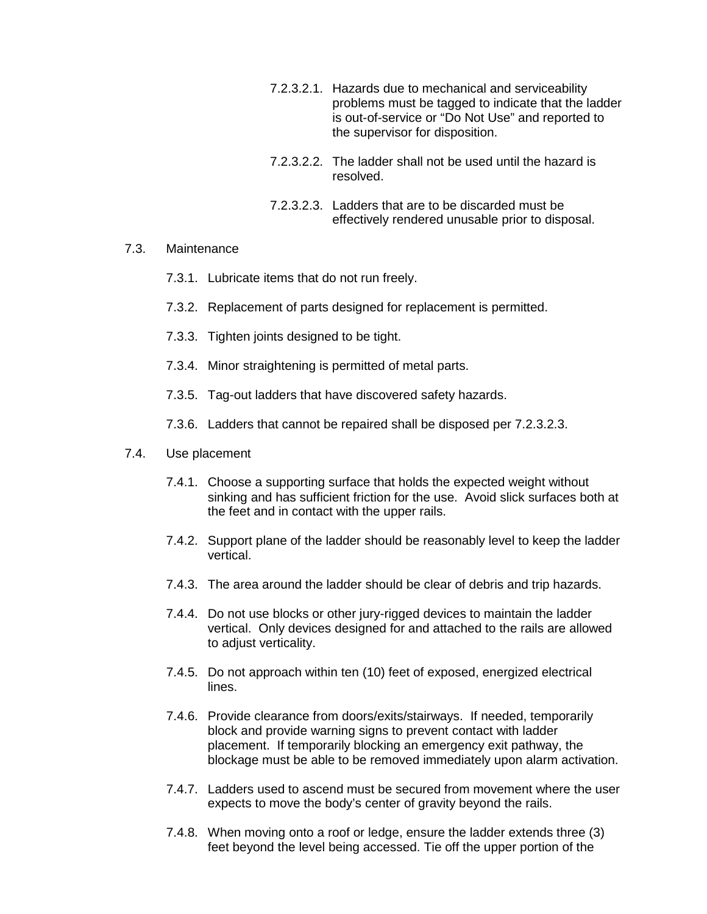7.2.3.2.1. Hazards due to mechanical and serviceability problems must be tagged to indicate that the ladder is out-of-service or “Do Not Use” and reported to the supervisor for disposition.

7.2.3.2.2. The ladder shall not be used until the hazard is resolved.

7.2.3.2.3. Ladders that are to be discarded must be effectively rendered unusable prior to disposal.

7.3. Maintenance

7.3.1. Lubricate items that do not run freely.

7.3.2. Replacement of parts designed for replacement is permitted.

7.3.3. Tighten joints designed to be tight.

7.3.4. Minor straightening is permitted of metal parts.

7.3.5. Tag-out ladders that have discovered safety hazards.

7.3.6. Ladders that cannot be repaired shall be disposed per 7.2.3.2.3.

7.4. Use placement

7.4.1. Choose a supporting surface that holds the expected weight without sinking and has sufficient friction for the use. Avoid slick surfaces both at the feet and in contact with the upper rails.

7.4.2. Support plane of the ladder should be reasonably level to keep the ladder vertical.

7.4.3. The area around the ladder should be clear of debris and trip hazards.

7.4.4. Do not use blocks or other jury-rigged devices to maintain the ladder vertical. Only devices designed for and attached to the rails are allowed to adjust verticality.

7.4.5. Do not approach within ten (10) feet of exposed, energized electrical lines.

7.4.6. Provide clearance from doors/exits/stairways. If needed, temporarily block and provide warning signs to prevent contact with ladder placement. If temporarily blocking an emergency exit pathway, the blockage must be able to be removed immediately upon alarm activation.

7.4.7. Ladders used to ascend must be secured from movement where the user expects to move the body’s center of gravity beyond the rails.

7.4.8. When moving onto a roof or ledge, ensure the ladder extends three (3) feet beyond the level being accessed. Tie off the upper portion of the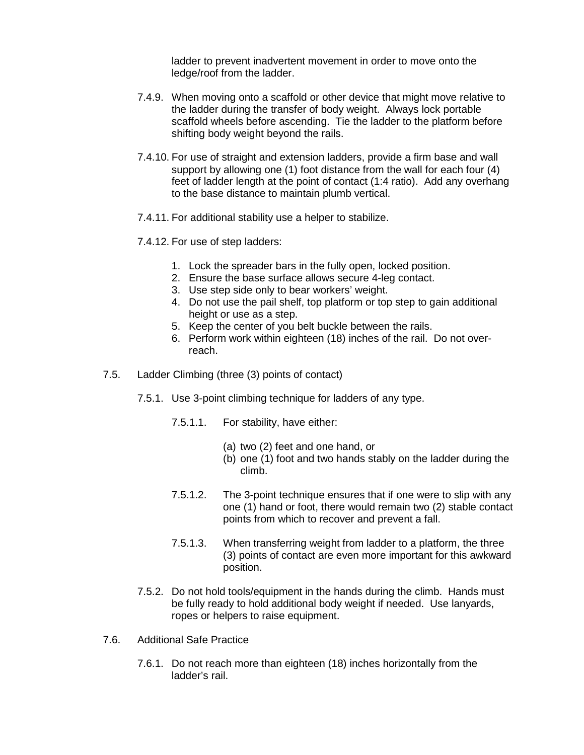ladder to prevent inadvertent movement in order to move onto the ledge/roof from the ladder.

7.4.9. When moving onto a scaffold or other device that might move relative to the ladder during the transfer of body weight. Always lock portable scaffold wheels before ascending. Tie the ladder to the platform before shifting body weight beyond the rails.

7.4.10. For use of straight and extension ladders, provide a firm base and wall support by allowing one (1) foot distance from the wall for each four (4) feet of ladder length at the point of contact (1:4 ratio). Add any overhang to the base distance to maintain plumb vertical.

7.4.11. For additional stability use a helper to stabilize.

7.4.12. For use of step ladders:

1. Lock the spreader bars in the fully open, locked position.
2. Ensure the base surface allows secure 4-leg contact.
3. Use step side only to bear workers' weight.
4. Do not use the pail shelf, top platform or top step to gain additional height or use as a step.
5. Keep the center of you belt buckle between the rails.
6. Perform work within eighteen (18) inches of the rail. Do not over-reach.

7.5. Ladder Climbing (three (3) points of contact)

7.5.1. Use 3-point climbing technique for ladders of any type.

7.5.1.1. For stability, have either:

(a) two (2) feet and one hand, or
(b) one (1) foot and two hands stably on the ladder during the climb.

7.5.1.2. The 3-point technique ensures that if one were to slip with any one (1) hand or foot, there would remain two (2) stable contact points from which to recover and prevent a fall.

7.5.1.3. When transferring weight from ladder to a platform, the three (3) points of contact are even more important for this awkward position.

7.5.2. Do not hold tools/equipment in the hands during the climb. Hands must be fully ready to hold additional body weight if needed. Use lanyards, ropes or helpers to raise equipment.

7.6. Additional Safe Practice

7.6.1. Do not reach more than eighteen (18) inches horizontally from the ladder's rail.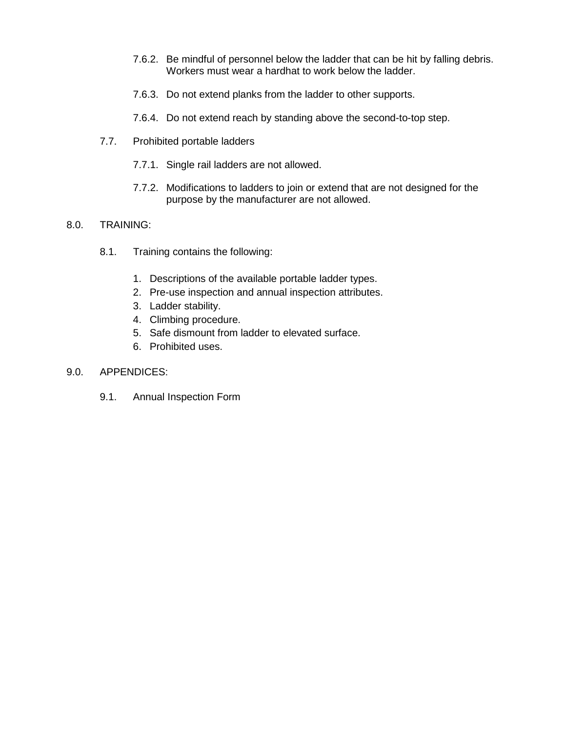7.6.2. Be mindful of personnel below the ladder that can be hit by falling debris. Workers must wear a hardhat to work below the ladder.

7.6.3. Do not extend planks from the ladder to other supports.

7.6.4. Do not extend reach by standing above the second-to-top step.

7.7. Prohibited portable ladders

7.7.1. Single rail ladders are not allowed.

7.7.2. Modifications to ladders to join or extend that are not designed for the purpose by the manufacturer are not allowed.

8.0. TRAINING:

8.1. Training contains the following:

1. Descriptions of the available portable ladder types.
2. Pre-use inspection and annual inspection attributes.
3. Ladder stability.
4. Climbing procedure.
5. Safe dismount from ladder to elevated surface.
6. Prohibited uses.

9.0. APPENDICES:

9.1. Annual Inspection Form